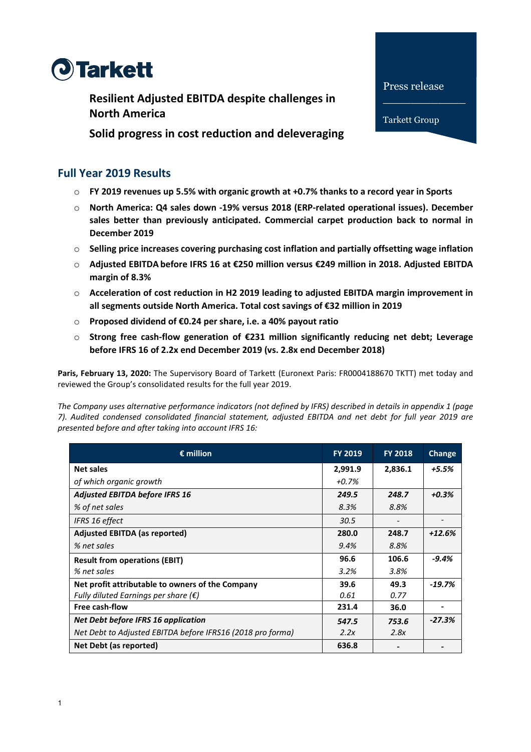Tarkett

Press release

Tarkett Group

# Resilient Adjusted EBITDA despite challenges in North America

# Solid progress in cost reduction and deleveraging

## Full Year 2019 Results

- **FY 2019 revenues up 5.5% with organic growth at +0.7% thanks to a record year in Sports**
- **North America: Q4 sales down -19% versus 2018 (ERP-related operational issues). December sales better than previously anticipated. Commercial carpet production back to normal in December 2019**
- **Selling price increases covering purchasing cost inflation and partially offsetting wage inflation**
- **Adjusted EBITDA before IFRS 16 at €250 million versus €249 million in 2018. Adjusted EBITDA margin of 8.3%**
- **Acceleration of cost reduction in H2 2019 leading to adjusted EBITDA margin improvement in all segments outside North America. Total cost savings of €32 million in 2019**
- **Proposed dividend of €0.24 per share, i.e. a 40% payout ratio**
- **Strong free cash-flow generation of €231 million significantly reducing net debt; Leverage before IFRS 16 of 2.2x end December 2019 (vs. 2.8x end December 2018)**

**Paris, February 13, 2020:** The Supervisory Board of Tarkett (Euronext Paris: FR0004188670 TKTT) met today and reviewed the Group's consolidated results for the full year 2019.

*The Company uses alternative performance indicators (not defined by IFRS) described in details in appendix 1 (page 7). Audited condensed consolidated financial statement, adjusted EBITDA and net debt for full year 2019 are presented before and after taking into account IFRS 16:*

| € million | FY 2019 | FY 2018 | Change |
|---|---|---|---|
| **Net sales** | **2,991.9** | **2,836.1** | ***+5.5%*** |
| *of which organic growth* | *+0.7%* | | |
| ***Adjusted EBITDA before IFRS 16*** | ***249.5*** | ***248.7*** | ***+0.3%*** |
| *% of net sales* | *8.3%* | *8.8%* | |
| *IFRS 16 effect* | *30.5* | *-* | *-* |
| **Adjusted EBITDA (as reported)** | **280.0** | **248.7** | ***+12.6%*** |
| *% net sales* | *9.4%* | *8.8%* | |
| **Result from operations (EBIT)** | **96.6** | **106.6** | ***-9.4%*** |
| *% net sales* | *3.2%* | *3.8%* | |
| **Net profit attributable to owners of the Company** | **39.6** | **49.3** | ***-19.7%*** |
| *Fully diluted Earnings per share (€)* | *0.61* | *0.77* | |
| **Free cash-flow** | **231.4** | **36.0** | **-** |
| ***Net Debt before IFRS 16 application*** | ***547.5*** | ***753.6*** | ***-27.3%*** |
| *Net Debt to Adjusted EBITDA before IFRS16 (2018 pro forma)* | *2.2x* | *2.8x* | |
| **Net Debt (as reported)** | **636.8** | **-** | **-** |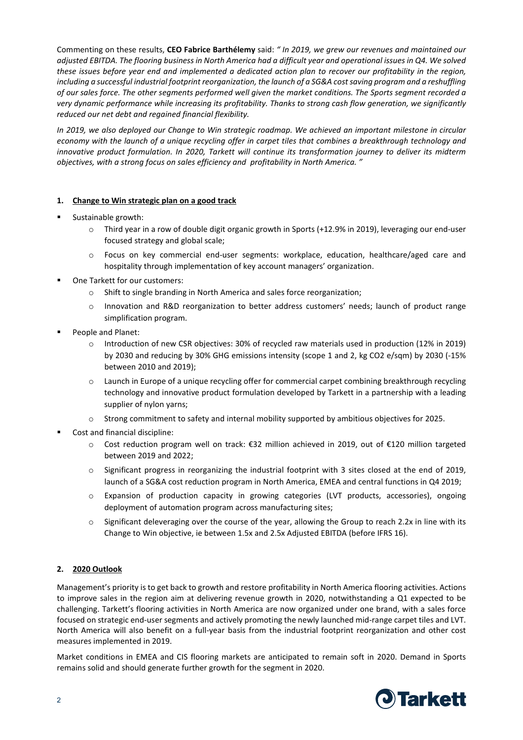Commenting on these results, **CEO Fabrice Barthélemy** said: *" In 2019, we grew our revenues and maintained our adjusted EBITDA. The flooring business in North America had a difficult year and operational issues in Q4. We solved these issues before year end and implemented a dedicated action plan to recover our profitability in the region, including a successful industrial footprint reorganization, the launch of a SG&A cost saving program and a reshuffling of our sales force. The other segments performed well given the market conditions. The Sports segment recorded a very dynamic performance while increasing its profitability. Thanks to strong cash flow generation, we significantly reduced our net debt and regained financial flexibility.*

*In 2019, we also deployed our Change to Win strategic roadmap. We achieved an important milestone in circular economy with the launch of a unique recycling offer in carpet tiles that combines a breakthrough technology and innovative product formulation. In 2020, Tarkett will continue its transformation journey to deliver its midterm objectives, with a strong focus on sales efficiency and profitability in North America. "*

## 1. Change to Win strategic plan on a good track

- Sustainable growth:
  - Third year in a row of double digit organic growth in Sports (+12.9% in 2019), leveraging our end-user focused strategy and global scale;
  - Focus on key commercial end-user segments: workplace, education, healthcare/aged care and hospitality through implementation of key account managers' organization.
- One Tarkett for our customers:
  - Shift to single branding in North America and sales force reorganization;
  - Innovation and R&D reorganization to better address customers' needs; launch of product range simplification program.
- People and Planet:
  - Introduction of new CSR objectives: 30% of recycled raw materials used in production (12% in 2019) by 2030 and reducing by 30% GHG emissions intensity (scope 1 and 2, kg $CO_2$ e/sqm) by 2030 (-15% between 2010 and 2019);
  - Launch in Europe of a unique recycling offer for commercial carpet combining breakthrough recycling technology and innovative product formulation developed by Tarkett in a partnership with a leading supplier of nylon yarns;
  - Strong commitment to safety and internal mobility supported by ambitious objectives for 2025.
- Cost and financial discipline:
  - Cost reduction program well on track: €32 million achieved in 2019, out of €120 million targeted between 2019 and 2022;
  - Significant progress in reorganizing the industrial footprint with 3 sites closed at the end of 2019, launch of a SG&A cost reduction program in North America, EMEA and central functions in Q4 2019;
  - Expansion of production capacity in growing categories (LVT products, accessories), ongoing deployment of automation program across manufacturing sites;
  - Significant deleveraging over the course of the year, allowing the Group to reach 2.2x in line with its Change to Win objective, ie between 1.5x and 2.5x Adjusted EBITDA (before IFRS 16).

## 2. 2020 Outlook

Management's priority is to get back to growth and restore profitability in North America flooring activities. Actions to improve sales in the region aim at delivering revenue growth in 2020, notwithstanding a Q1 expected to be challenging. Tarkett's flooring activities in North America are now organized under one brand, with a sales force focused on strategic end-user segments and actively promoting the newly launched mid-range carpet tiles and LVT. North America will also benefit on a full-year basis from the industrial footprint reorganization and other cost measures implemented in 2019.

Market conditions in EMEA and CIS flooring markets are anticipated to remain soft in 2020. Demand in Sports remains solid and should generate further growth for the segment in 2020.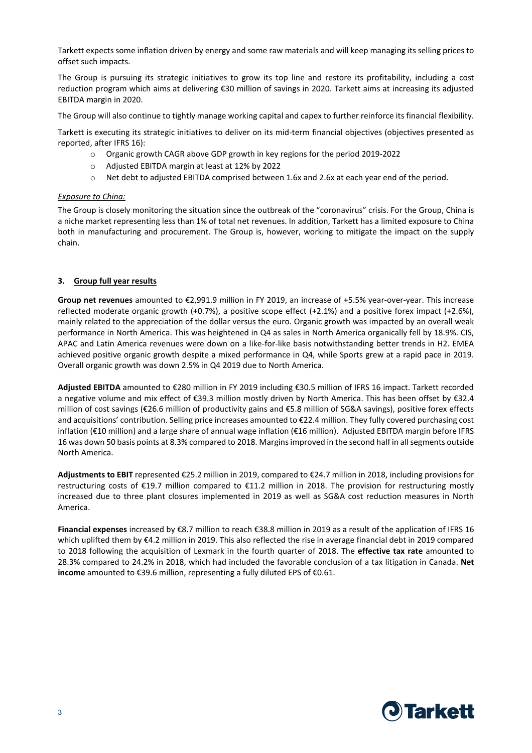Tarkett expects some inflation driven by energy and some raw materials and will keep managing its selling prices to offset such impacts.

The Group is pursuing its strategic initiatives to grow its top line and restore its profitability, including a cost reduction program which aims at delivering €30 million of savings in 2020. Tarkett aims at increasing its adjusted EBITDA margin in 2020.

The Group will also continue to tightly manage working capital and capex to further reinforce its financial flexibility.

Tarkett is executing its strategic initiatives to deliver on its mid-term financial objectives (objectives presented as reported, after IFRS 16):

- Organic growth CAGR above GDP growth in key regions for the period 2019-2022
- Adjusted EBITDA margin at least at 12% by 2022
- Net debt to adjusted EBITDA comprised between 1.6x and 2.6x at each year end of the period.

*Exposure to China:*

The Group is closely monitoring the situation since the outbreak of the "coronavirus" crisis. For the Group, China is a niche market representing less than 1% of total net revenues. In addition, Tarkett has a limited exposure to China both in manufacturing and procurement. The Group is, however, working to mitigate the impact on the supply chain.

## 3. Group full year results

**Group net revenues** amounted to €2,991.9 million in FY 2019, an increase of +5.5% year-over-year. This increase reflected moderate organic growth (+0.7%), a positive scope effect (+2.1%) and a positive forex impact (+2.6%), mainly related to the appreciation of the dollar versus the euro. Organic growth was impacted by an overall weak performance in North America. This was heightened in Q4 as sales in North America organically fell by 18.9%. CIS, APAC and Latin America revenues were down on a like-for-like basis notwithstanding better trends in H2. EMEA achieved positive organic growth despite a mixed performance in Q4, while Sports grew at a rapid pace in 2019. Overall organic growth was down 2.5% in Q4 2019 due to North America.

**Adjusted EBITDA** amounted to €280 million in FY 2019 including €30.5 million of IFRS 16 impact. Tarkett recorded a negative volume and mix effect of €39.3 million mostly driven by North America. This has been offset by €32.4 million of cost savings (€26.6 million of productivity gains and €5.8 million of SG&A savings), positive forex effects and acquisitions' contribution. Selling price increases amounted to €22.4 million. They fully covered purchasing cost inflation (€10 million) and a large share of annual wage inflation (€16 million). Adjusted EBITDA margin before IFRS 16 was down 50 basis points at 8.3% compared to 2018. Margins improved in the second half in all segments outside North America.

**Adjustments to EBIT** represented €25.2 million in 2019, compared to €24.7 million in 2018, including provisions for restructuring costs of €19.7 million compared to €11.2 million in 2018. The provision for restructuring mostly increased due to three plant closures implemented in 2019 as well as SG&A cost reduction measures in North America.

**Financial expenses** increased by €8.7 million to reach €38.8 million in 2019 as a result of the application of IFRS 16 which uplifted them by €4.2 million in 2019. This also reflected the rise in average financial debt in 2019 compared to 2018 following the acquisition of Lexmark in the fourth quarter of 2018. The **effective tax rate** amounted to 28.3% compared to 24.2% in 2018, which had included the favorable conclusion of a tax litigation in Canada. **Net income** amounted to €39.6 million, representing a fully diluted EPS of €0.61.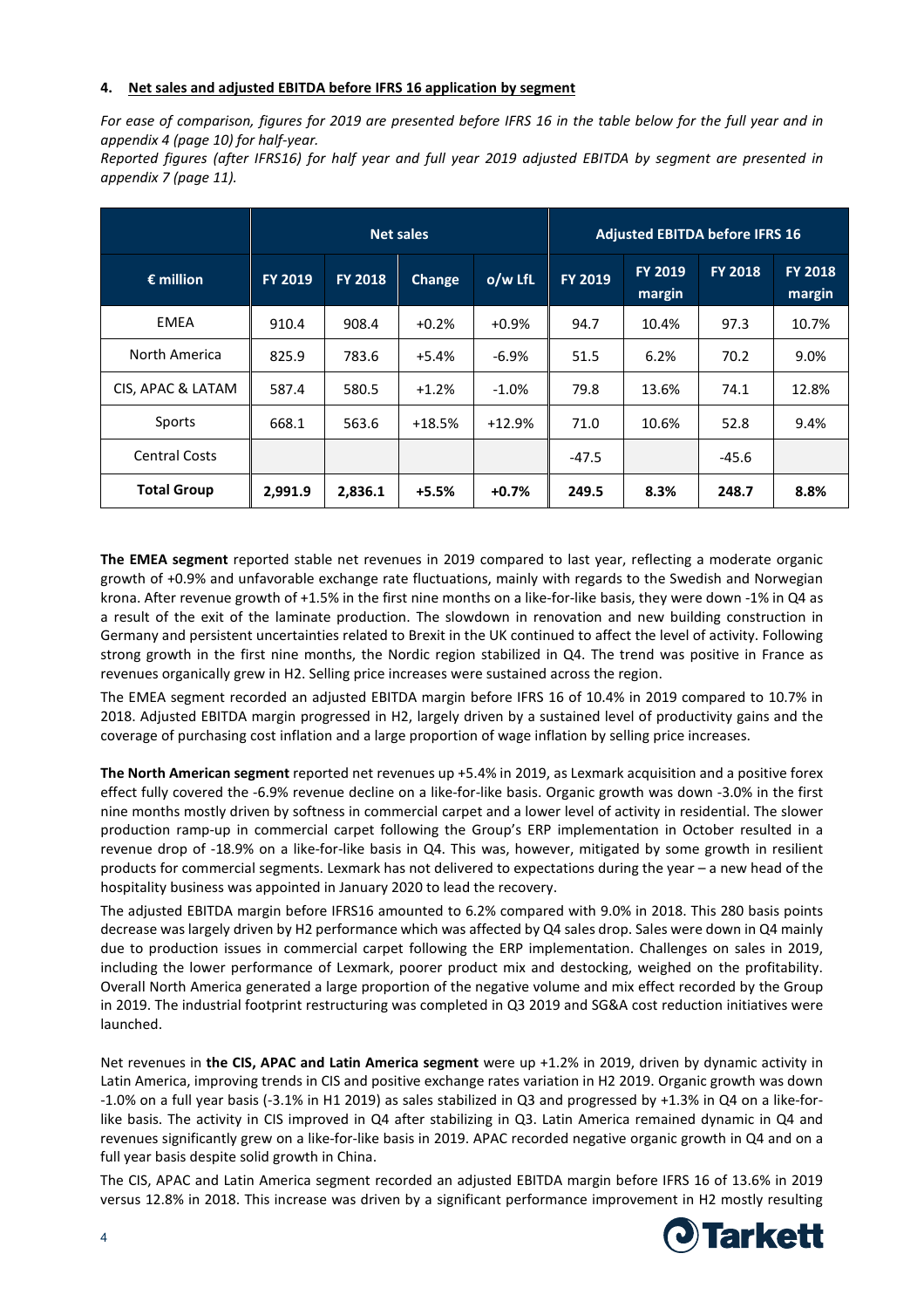#### 4. Net sales and adjusted EBITDA before IFRS 16 application by segment

*For ease of comparison, figures for 2019 are presented before IFRS 16 in the table below for the full year and in appendix 4 (page 10) for half-year.*

*Reported figures (after IFRS16) for half year and full year 2019 adjusted EBITDA by segment are presented in appendix 7 (page 11).*

| | Net sales | | | | Adjusted EBITDA before IFRS 16 | | | |
|---|---|---|---|---|---|---|---|---|
| **€ million** | **FY 2019** | **FY 2018** | **Change** | **o/w LfL** | **FY 2019** | **FY 2019 margin** | **FY 2018** | **FY 2018 margin** |
| EMEA | 910.4 | 908.4 | +0.2% | +0.9% | 94.7 | 10.4% | 97.3 | 10.7% |
| North America | 825.9 | 783.6 | +5.4% | -6.9% | 51.5 | 6.2% | 70.2 | 9.0% |
| CIS, APAC & LATAM | 587.4 | 580.5 | +1.2% | -1.0% | 79.8 | 13.6% | 74.1 | 12.8% |
| Sports | 668.1 | 563.6 | +18.5% | +12.9% | 71.0 | 10.6% | 52.8 | 9.4% |
| Central Costs | | | | | -47.5 | | -45.6 | |
| **Total Group** | **2,991.9** | **2,836.1** | **+5.5%** | **+0.7%** | **249.5** | **8.3%** | **248.7** | **8.8%** |

**The EMEA segment** reported stable net revenues in 2019 compared to last year, reflecting a moderate organic growth of +0.9% and unfavorable exchange rate fluctuations, mainly with regards to the Swedish and Norwegian krona. After revenue growth of +1.5% in the first nine months on a like-for-like basis, they were down -1% in Q4 as a result of the exit of the laminate production. The slowdown in renovation and new building construction in Germany and persistent uncertainties related to Brexit in the UK continued to affect the level of activity. Following strong growth in the first nine months, the Nordic region stabilized in Q4. The trend was positive in France as revenues organically grew in H2. Selling price increases were sustained across the region.

The EMEA segment recorded an adjusted EBITDA margin before IFRS 16 of 10.4% in 2019 compared to 10.7% in 2018. Adjusted EBITDA margin progressed in H2, largely driven by a sustained level of productivity gains and the coverage of purchasing cost inflation and a large proportion of wage inflation by selling price increases.

**The North American segment** reported net revenues up +5.4% in 2019, as Lexmark acquisition and a positive forex effect fully covered the -6.9% revenue decline on a like-for-like basis. Organic growth was down -3.0% in the first nine months mostly driven by softness in commercial carpet and a lower level of activity in residential. The slower production ramp-up in commercial carpet following the Group's ERP implementation in October resulted in a revenue drop of -18.9% on a like-for-like basis in Q4. This was, however, mitigated by some growth in resilient products for commercial segments. Lexmark has not delivered to expectations during the year – a new head of the hospitality business was appointed in January 2020 to lead the recovery.

The adjusted EBITDA margin before IFRS16 amounted to 6.2% compared with 9.0% in 2018. This 280 basis points decrease was largely driven by H2 performance which was affected by Q4 sales drop. Sales were down in Q4 mainly due to production issues in commercial carpet following the ERP implementation. Challenges on sales in 2019, including the lower performance of Lexmark, poorer product mix and destocking, weighed on the profitability. Overall North America generated a large proportion of the negative volume and mix effect recorded by the Group in 2019. The industrial footprint restructuring was completed in Q3 2019 and SG&A cost reduction initiatives were launched.

Net revenues in **the CIS, APAC and Latin America segment** were up +1.2% in 2019, driven by dynamic activity in Latin America, improving trends in CIS and positive exchange rates variation in H2 2019. Organic growth was down -1.0% on a full year basis (-3.1% in H1 2019) as sales stabilized in Q3 and progressed by +1.3% in Q4 on a like-for-like basis. The activity in CIS improved in Q4 after stabilizing in Q3. Latin America remained dynamic in Q4 and revenues significantly grew on a like-for-like basis in 2019. APAC recorded negative organic growth in Q4 and on a full year basis despite solid growth in China.

The CIS, APAC and Latin America segment recorded an adjusted EBITDA margin before IFRS 16 of 13.6% in 2019 versus 12.8% in 2018. This increase was driven by a significant performance improvement in H2 mostly resulting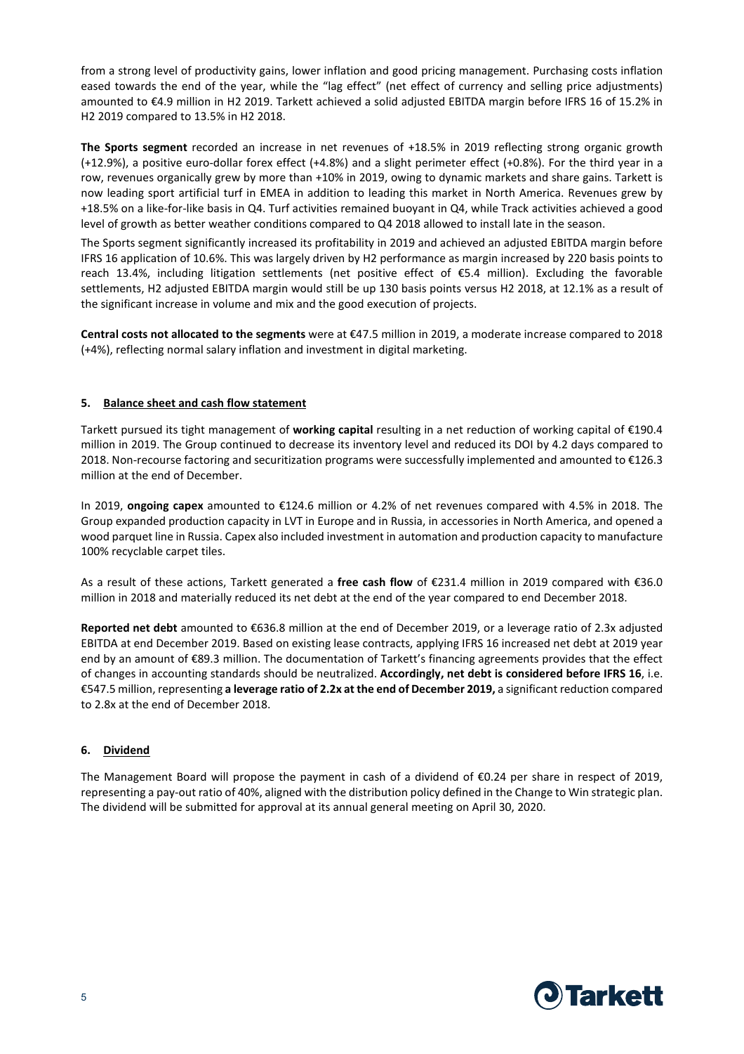from a strong level of productivity gains, lower inflation and good pricing management. Purchasing costs inflation eased towards the end of the year, while the "lag effect" (net effect of currency and selling price adjustments) amounted to €4.9 million in H2 2019. Tarkett achieved a solid adjusted EBITDA margin before IFRS 16 of 15.2% in H2 2019 compared to 13.5% in H2 2018.

**The Sports segment** recorded an increase in net revenues of +18.5% in 2019 reflecting strong organic growth (+12.9%), a positive euro-dollar forex effect (+4.8%) and a slight perimeter effect (+0.8%). For the third year in a row, revenues organically grew by more than +10% in 2019, owing to dynamic markets and share gains. Tarkett is now leading sport artificial turf in EMEA in addition to leading this market in North America. Revenues grew by +18.5% on a like-for-like basis in Q4. Turf activities remained buoyant in Q4, while Track activities achieved a good level of growth as better weather conditions compared to Q4 2018 allowed to install late in the season.

The Sports segment significantly increased its profitability in 2019 and achieved an adjusted EBITDA margin before IFRS 16 application of 10.6%. This was largely driven by H2 performance as margin increased by 220 basis points to reach 13.4%, including litigation settlements (net positive effect of €5.4 million). Excluding the favorable settlements, H2 adjusted EBITDA margin would still be up 130 basis points versus H2 2018, at 12.1% as a result of the significant increase in volume and mix and the good execution of projects.

**Central costs not allocated to the segments** were at €47.5 million in 2019, a moderate increase compared to 2018 (+4%), reflecting normal salary inflation and investment in digital marketing.

## 5. Balance sheet and cash flow statement

Tarkett pursued its tight management of **working capital** resulting in a net reduction of working capital of €190.4 million in 2019. The Group continued to decrease its inventory level and reduced its DOI by 4.2 days compared to 2018. Non-recourse factoring and securitization programs were successfully implemented and amounted to €126.3 million at the end of December.

In 2019, **ongoing capex** amounted to €124.6 million or 4.2% of net revenues compared with 4.5% in 2018. The Group expanded production capacity in LVT in Europe and in Russia, in accessories in North America, and opened a wood parquet line in Russia. Capex also included investment in automation and production capacity to manufacture 100% recyclable carpet tiles.

As a result of these actions, Tarkett generated a **free cash flow** of €231.4 million in 2019 compared with €36.0 million in 2018 and materially reduced its net debt at the end of the year compared to end December 2018.

**Reported net debt** amounted to €636.8 million at the end of December 2019, or a leverage ratio of 2.3x adjusted EBITDA at end December 2019. Based on existing lease contracts, applying IFRS 16 increased net debt at 2019 year end by an amount of €89.3 million. The documentation of Tarkett's financing agreements provides that the effect of changes in accounting standards should be neutralized. **Accordingly, net debt is considered before IFRS 16**, i.e. €547.5 million, representing **a leverage ratio of 2.2x at the end of December 2019,** a significant reduction compared to 2.8x at the end of December 2018.

## 6. Dividend

The Management Board will propose the payment in cash of a dividend of €0.24 per share in respect of 2019, representing a pay-out ratio of 40%, aligned with the distribution policy defined in the Change to Win strategic plan. The dividend will be submitted for approval at its annual general meeting on April 30, 2020.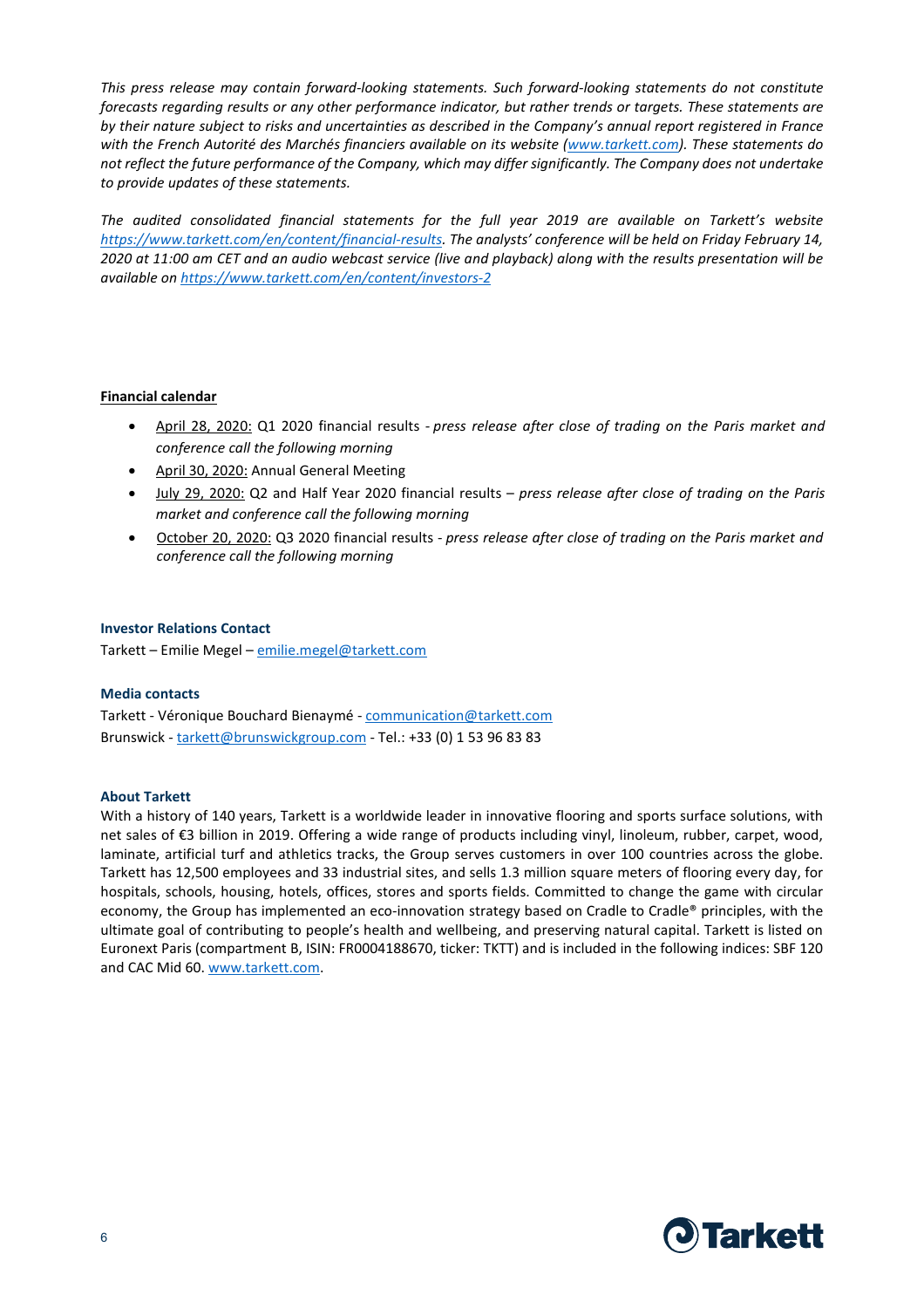*This press release may contain forward-looking statements. Such forward-looking statements do not constitute forecasts regarding results or any other performance indicator, but rather trends or targets. These statements are by their nature subject to risks and uncertainties as described in the Company's annual report registered in France with the French Autorité des Marchés financiers available on its website ([www.tarkett.com](http://www.tarkett.com)). These statements do not reflect the future performance of the Company, which may differ significantly. The Company does not undertake to provide updates of these statements.*

*The audited consolidated financial statements for the full year 2019 are available on Tarkett's website [https://www.tarkett.com/en/content/financial-results](https://www.tarkett.com/en/content/financial-results). The analysts' conference will be held on Friday February 14, 2020 at 11:00 am CET and an audio webcast service (live and playback) along with the results presentation will be available on [https://www.tarkett.com/en/content/investors-2](https://www.tarkett.com/en/content/investors-2)*

**Financial calendar**

- April 28, 2020: Q1 2020 financial results - *press release after close of trading on the Paris market and conference call the following morning*
- April 30, 2020: Annual General Meeting
- July 29, 2020: Q2 and Half Year 2020 financial results – *press release after close of trading on the Paris market and conference call the following morning*
- October 20, 2020: Q3 2020 financial results - *press release after close of trading on the Paris market and conference call the following morning*

**Investor Relations Contact**

Tarkett – Emilie Megel – [emilie.megel@tarkett.com](mailto:emilie.megel@tarkett.com)

**Media contacts**

Tarkett - Véronique Bouchard Bienaymé - [communication@tarkett.com](mailto:communication@tarkett.com)
Brunswick - [tarkett@brunswickgroup.com](mailto:tarkett@brunswickgroup.com) - Tel.: +33 (0) 1 53 96 83 83

**About Tarkett**

With a history of 140 years, Tarkett is a worldwide leader in innovative flooring and sports surface solutions, with net sales of €3 billion in 2019. Offering a wide range of products including vinyl, linoleum, rubber, carpet, wood, laminate, artificial turf and athletics tracks, the Group serves customers in over 100 countries across the globe. Tarkett has 12,500 employees and 33 industrial sites, and sells 1.3 million square meters of flooring every day, for hospitals, schools, housing, hotels, offices, stores and sports fields. Committed to change the game with circular economy, the Group has implemented an eco-innovation strategy based on Cradle to Cradle® principles, with the ultimate goal of contributing to people's health and wellbeing, and preserving natural capital. Tarkett is listed on Euronext Paris (compartment B, ISIN: FR0004188670, ticker: TKTT) and is included in the following indices: SBF 120 and CAC Mid 60. [www.tarkett.com](http://www.tarkett.com).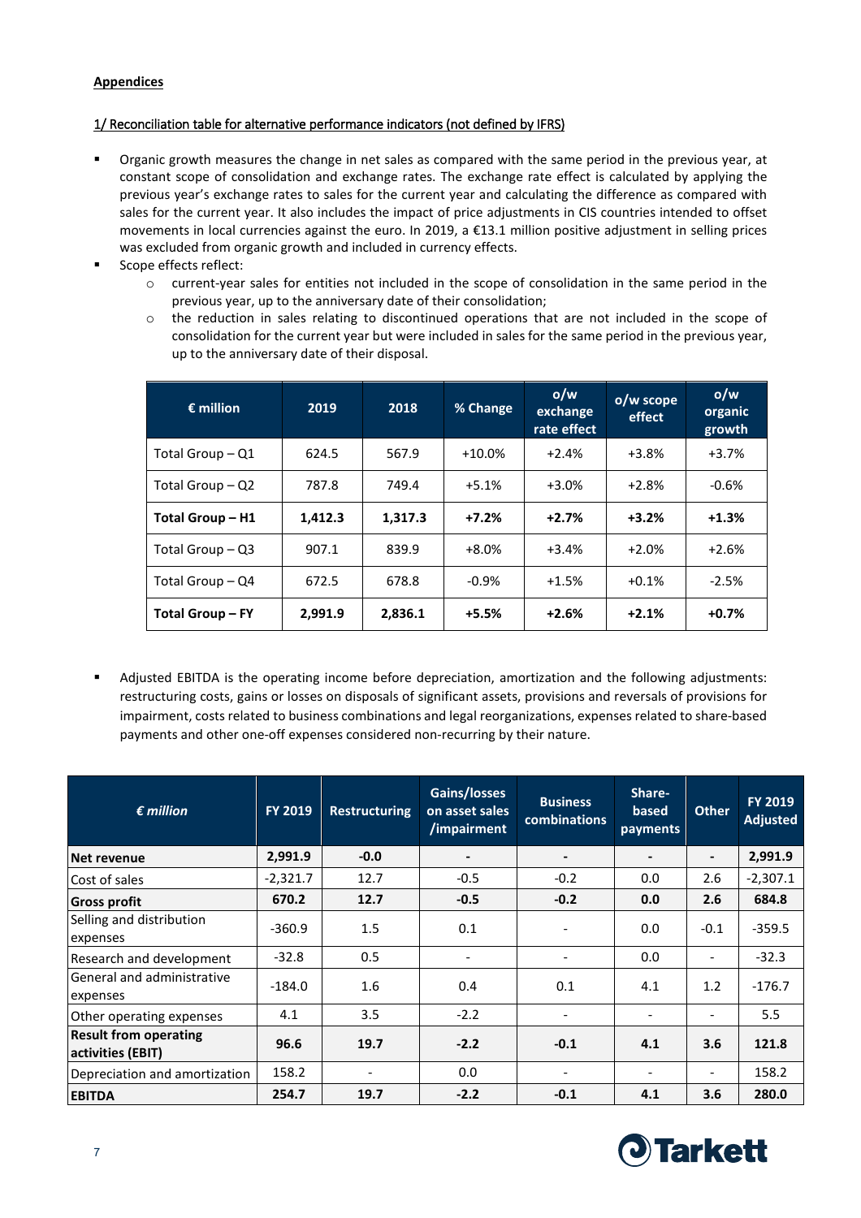**Appendices**

1/ Reconciliation table for alternative performance indicators (not defined by IFRS)

- Organic growth measures the change in net sales as compared with the same period in the previous year, at constant scope of consolidation and exchange rates. The exchange rate effect is calculated by applying the previous year's exchange rates to sales for the current year and calculating the difference as compared with sales for the current year. It also includes the impact of price adjustments in CIS countries intended to offset movements in local currencies against the euro. In 2019, a €13.1 million positive adjustment in selling prices was excluded from organic growth and included in currency effects.
- Scope effects reflect:
  - current-year sales for entities not included in the scope of consolidation in the same period in the previous year, up to the anniversary date of their consolidation;
  - the reduction in sales relating to discontinued operations that are not included in the scope of consolidation for the current year but were included in sales for the same period in the previous year, up to the anniversary date of their disposal.

| € million | 2019 | 2018 | % Change | o/w exchange rate effect | o/w scope effect | o/w organic growth |
|---|---|---|---|---|---|---|
| Total Group – Q1 | 624.5 | 567.9 | +10.0% | +2.4% | +3.8% | +3.7% |
| Total Group – Q2 | 787.8 | 749.4 | +5.1% | +3.0% | +2.8% | -0.6% |
| **Total Group – H1** | **1,412.3** | **1,317.3** | **+7.2%** | **+2.7%** | **+3.2%** | **+1.3%** |
| Total Group – Q3 | 907.1 | 839.9 | +8.0% | +3.4% | +2.0% | +2.6% |
| Total Group – Q4 | 672.5 | 678.8 | -0.9% | +1.5% | +0.1% | -2.5% |
| **Total Group – FY** | **2,991.9** | **2,836.1** | **+5.5%** | **+2.6%** | **+2.1%** | **+0.7%** |

- Adjusted EBITDA is the operating income before depreciation, amortization and the following adjustments: restructuring costs, gains or losses on disposals of significant assets, provisions and reversals of provisions for impairment, costs related to business combinations and legal reorganizations, expenses related to share-based payments and other one-off expenses considered non-recurring by their nature.

| *€ million* | FY 2019 | Restructuring | Gains/losses on asset sales /impairment | Business combinations | Share-based payments | Other | FY 2019 Adjusted |
|---|---|---|---|---|---|---|---|
| **Net revenue** | **2,991.9** | **-0.0** | **-** | **-** | **-** | **-** | **2,991.9** |
| Cost of sales | -2,321.7 | 12.7 | -0.5 | -0.2 | 0.0 | 2.6 | -2,307.1 |
| **Gross profit** | **670.2** | **12.7** | **-0.5** | **-0.2** | **0.0** | **2.6** | **684.8** |
| Selling and distribution expenses | -360.9 | 1.5 | 0.1 | - | 0.0 | -0.1 | -359.5 |
| Research and development | -32.8 | 0.5 | - | - | 0.0 | - | -32.3 |
| General and administrative expenses | -184.0 | 1.6 | 0.4 | 0.1 | 4.1 | 1.2 | -176.7 |
| Other operating expenses | 4.1 | 3.5 | -2.2 | - | - | - | 5.5 |
| **Result from operating activities (EBIT)** | **96.6** | **19.7** | **-2.2** | **-0.1** | **4.1** | **3.6** | **121.8** |
| Depreciation and amortization | 158.2 | - | 0.0 | - | - | - | 158.2 |
| **EBITDA** | **254.7** | **19.7** | **-2.2** | **-0.1** | **4.1** | **3.6** | **280.0** |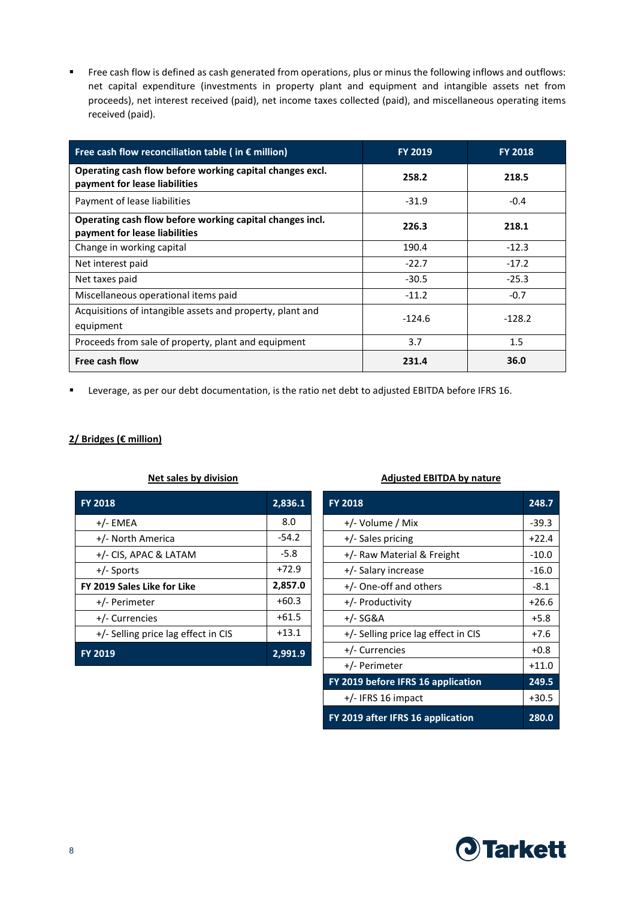- Free cash flow is defined as cash generated from operations, plus or minus the following inflows and outflows: net capital expenditure (investments in property plant and equipment and intangible assets net from proceeds), net interest received (paid), net income taxes collected (paid), and miscellaneous operating items received (paid).

| Free cash flow reconciliation table ( in € million) | FY 2019 | FY 2018 |
|---|---|---|
| **Operating cash flow before working capital changes excl. payment for lease liabilities** | **258.2** | **218.5** |
| Payment of lease liabilities | -31.9 | -0.4 |
| **Operating cash flow before working capital changes incl. payment for lease liabilities** | **226.3** | **218.1** |
| Change in working capital | 190.4 | -12.3 |
| Net interest paid | -22.7 | -17.2 |
| Net taxes paid | -30.5 | -25.3 |
| Miscellaneous operational items paid | -11.2 | -0.7 |
| Acquisitions of intangible assets and property, plant and equipment | -124.6 | -128.2 |
| Proceeds from sale of property, plant and equipment | 3.7 | 1.5 |
| **Free cash flow** | **231.4** | **36.0** |

- Leverage, as per our debt documentation, is the ratio net debt to adjusted EBITDA before IFRS 16.

## 2/ Bridges (€ million)

**Net sales by division**

| FY 2018 | 2,836.1 |
|---|---|
| +/- EMEA | 8.0 |
| +/- North America | -54.2 |
| +/- CIS, APAC & LATAM | -5.8 |
| +/- Sports | +72.9 |
| **FY 2019 Sales Like for Like** | **2,857.0** |
| +/- Perimeter | +60.3 |
| +/- Currencies | +61.5 |
| +/- Selling price lag effect in CIS | +13.1 |
| **FY 2019** | **2,991.9** |

**Adjusted EBITDA by nature**

| FY 2018 | 248.7 |
|---|---|
| +/- Volume / Mix | -39.3 |
| +/- Sales pricing | +22.4 |
| +/- Raw Material & Freight | -10.0 |
| +/- Salary increase | -16.0 |
| +/- One-off and others | -8.1 |
| +/- Productivity | +26.6 |
| +/- SG&A | +5.8 |
| +/- Selling price lag effect in CIS | +7.6 |
| +/- Currencies | +0.8 |
| +/- Perimeter | +11.0 |
| **FY 2019 before IFRS 16 application** | **249.5** |
| +/- IFRS 16 impact | +30.5 |
| **FY 2019 after IFRS 16 application** | **280.0** |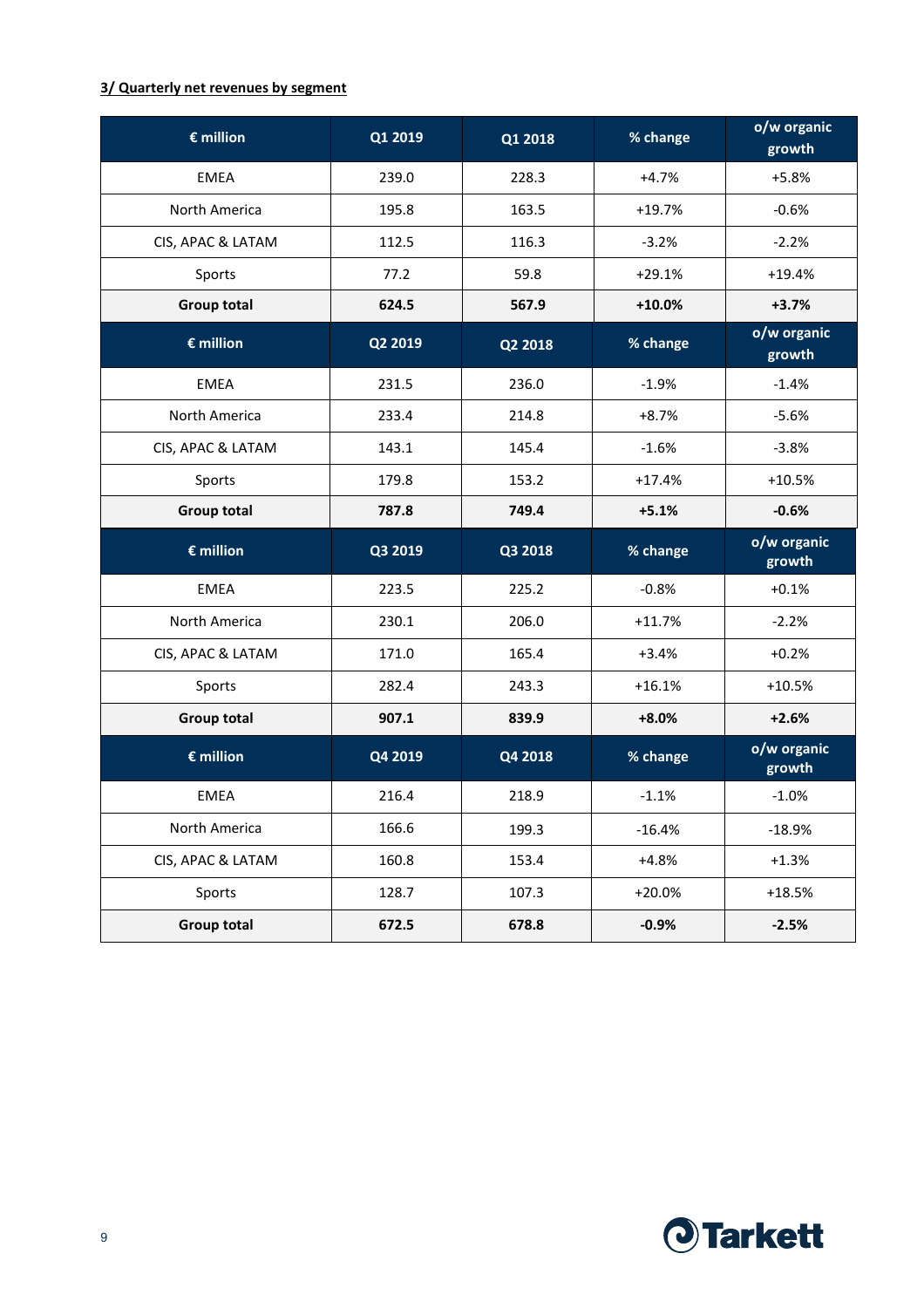**3/ Quarterly net revenues by segment**

| € million | Q1 2019 | Q1 2018 | % change | o/w organic growth |
|---|---|---|---|---|
| EMEA | 239.0 | 228.3 | +4.7% | +5.8% |
| North America | 195.8 | 163.5 | +19.7% | -0.6% |
| CIS, APAC & LATAM | 112.5 | 116.3 | -3.2% | -2.2% |
| Sports | 77.2 | 59.8 | +29.1% | +19.4% |
| **Group total** | **624.5** | **567.9** | **+10.0%** | **+3.7%** |

| € million | Q2 2019 | Q2 2018 | % change | o/w organic growth |
|---|---|---|---|---|
| EMEA | 231.5 | 236.0 | -1.9% | -1.4% |
| North America | 233.4 | 214.8 | +8.7% | -5.6% |
| CIS, APAC & LATAM | 143.1 | 145.4 | -1.6% | -3.8% |
| Sports | 179.8 | 153.2 | +17.4% | +10.5% |
| **Group total** | **787.8** | **749.4** | **+5.1%** | **-0.6%** |

| € million | Q3 2019 | Q3 2018 | % change | o/w organic growth |
|---|---|---|---|---|
| EMEA | 223.5 | 225.2 | -0.8% | +0.1% |
| North America | 230.1 | 206.0 | +11.7% | -2.2% |
| CIS, APAC & LATAM | 171.0 | 165.4 | +3.4% | +0.2% |
| Sports | 282.4 | 243.3 | +16.1% | +10.5% |
| **Group total** | **907.1** | **839.9** | **+8.0%** | **+2.6%** |

| € million | Q4 2019 | Q4 2018 | % change | o/w organic growth |
|---|---|---|---|---|
| EMEA | 216.4 | 218.9 | -1.1% | -1.0% |
| North America | 166.6 | 199.3 | -16.4% | -18.9% |
| CIS, APAC & LATAM | 160.8 | 153.4 | +4.8% | +1.3% |
| Sports | 128.7 | 107.3 | +20.0% | +18.5% |
| **Group total** | **672.5** | **678.8** | **-0.9%** | **-2.5%** |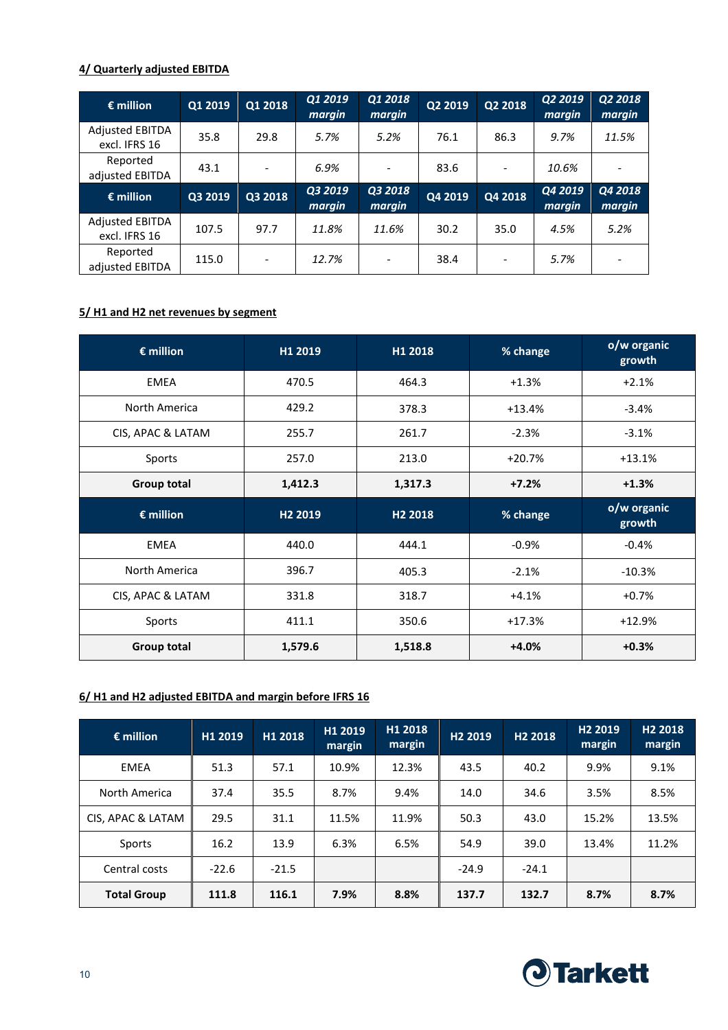### 4/ Quarterly adjusted EBITDA

| € million | Q1 2019 | Q1 2018 | *Q1 2019 margin* | *Q1 2018 margin* | Q2 2019 | Q2 2018 | *Q2 2019 margin* | *Q2 2018 margin* |
|---|---|---|---|---|---|---|---|---|
| Adjusted EBITDA excl. IFRS 16 | 35.8 | 29.8 | *5.7%* | *5.2%* | 76.1 | 86.3 | *9.7%* | *11.5%* |
| Reported adjusted EBITDA | 43.1 | - | *6.9%* | - | 83.6 | - | *10.6%* | - |
| **€ million** | **Q3 2019** | **Q3 2018** | ***Q3 2019 margin*** | ***Q3 2018 margin*** | **Q4 2019** | **Q4 2018** | ***Q4 2019 margin*** | ***Q4 2018 margin*** |
| Adjusted EBITDA excl. IFRS 16 | 107.5 | 97.7 | *11.8%* | *11.6%* | 30.2 | 35.0 | *4.5%* | *5.2%* |
| Reported adjusted EBITDA | 115.0 | - | *12.7%* | - | 38.4 | - | *5.7%* | - |

### 5/ H1 and H2 net revenues by segment

| € million | H1 2019 | H1 2018 | % change | o/w organic growth |
|---|---|---|---|---|
| EMEA | 470.5 | 464.3 | +1.3% | +2.1% |
| North America | 429.2 | 378.3 | +13.4% | -3.4% |
| CIS, APAC & LATAM | 255.7 | 261.7 | -2.3% | -3.1% |
| Sports | 257.0 | 213.0 | +20.7% | +13.1% |
| **Group total** | **1,412.3** | **1,317.3** | **+7.2%** | **+1.3%** |
| **€ million** | **H2 2019** | **H2 2018** | **% change** | **o/w organic growth** |
| EMEA | 440.0 | 444.1 | -0.9% | -0.4% |
| North America | 396.7 | 405.3 | -2.1% | -10.3% |
| CIS, APAC & LATAM | 331.8 | 318.7 | +4.1% | +0.7% |
| Sports | 411.1 | 350.6 | +17.3% | +12.9% |
| **Group total** | **1,579.6** | **1,518.8** | **+4.0%** | **+0.3%** |

### 6/ H1 and H2 adjusted EBITDA and margin before IFRS 16

| € million | H1 2019 | H1 2018 | H1 2019 margin | H1 2018 margin | H2 2019 | H2 2018 | H2 2019 margin | H2 2018 margin |
|---|---|---|---|---|---|---|---|---|
| EMEA | 51.3 | 57.1 | 10.9% | 12.3% | 43.5 | 40.2 | 9.9% | 9.1% |
| North America | 37.4 | 35.5 | 8.7% | 9.4% | 14.0 | 34.6 | 3.5% | 8.5% |
| CIS, APAC & LATAM | 29.5 | 31.1 | 11.5% | 11.9% | 50.3 | 43.0 | 15.2% | 13.5% |
| Sports | 16.2 | 13.9 | 6.3% | 6.5% | 54.9 | 39.0 | 13.4% | 11.2% |
| Central costs | -22.6 | -21.5 | | | -24.9 | -24.1 | | |
| **Total Group** | **111.8** | **116.1** | **7.9%** | **8.8%** | **137.7** | **132.7** | **8.7%** | **8.7%** |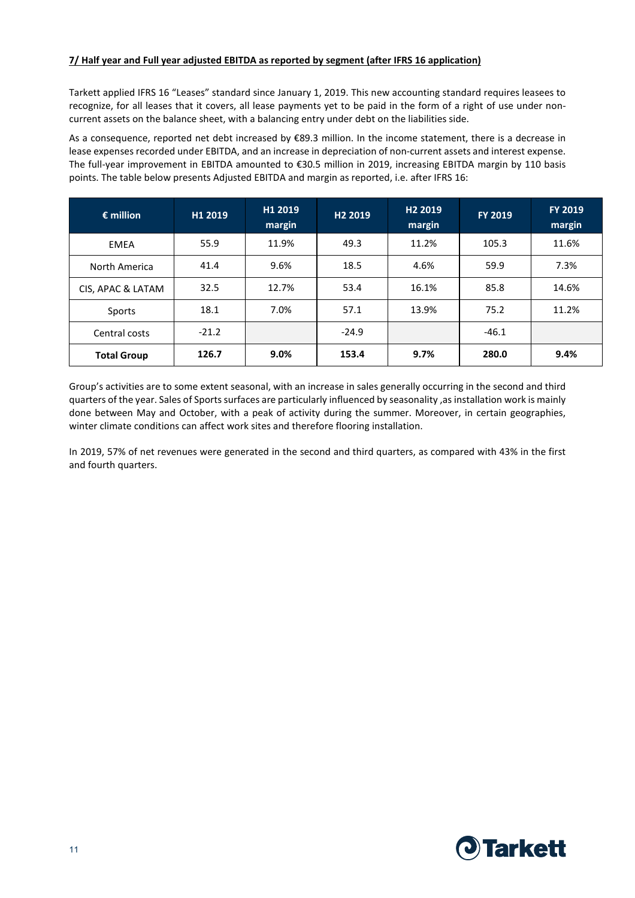**7/ Half year and Full year adjusted EBITDA as reported by segment (after IFRS 16 application)**

Tarkett applied IFRS 16 "Leases" standard since January 1, 2019. This new accounting standard requires leasees to recognize, for all leases that it covers, all lease payments yet to be paid in the form of a right of use under non-current assets on the balance sheet, with a balancing entry under debt on the liabilities side.

As a consequence, reported net debt increased by €89.3 million. In the income statement, there is a decrease in lease expenses recorded under EBITDA, and an increase in depreciation of non-current assets and interest expense. The full-year improvement in EBITDA amounted to €30.5 million in 2019, increasing EBITDA margin by 110 basis points. The table below presents Adjusted EBITDA and margin as reported, i.e. after IFRS 16:

| € million | H1 2019 | H1 2019 margin | H2 2019 | H2 2019 margin | FY 2019 | FY 2019 margin |
|---|---|---|---|---|---|---|
| EMEA | 55.9 | 11.9% | 49.3 | 11.2% | 105.3 | 11.6% |
| North America | 41.4 | 9.6% | 18.5 | 4.6% | 59.9 | 7.3% |
| CIS, APAC & LATAM | 32.5 | 12.7% | 53.4 | 16.1% | 85.8 | 14.6% |
| Sports | 18.1 | 7.0% | 57.1 | 13.9% | 75.2 | 11.2% |
| Central costs | -21.2 | | -24.9 | | -46.1 | |
| **Total Group** | **126.7** | **9.0%** | **153.4** | **9.7%** | **280.0** | **9.4%** |

Group's activities are to some extent seasonal, with an increase in sales generally occurring in the second and third quarters of the year. Sales of Sports surfaces are particularly influenced by seasonality ,as installation work is mainly done between May and October, with a peak of activity during the summer. Moreover, in certain geographies, winter climate conditions can affect work sites and therefore flooring installation.

In 2019, 57% of net revenues were generated in the second and third quarters, as compared with 43% in the first and fourth quarters.